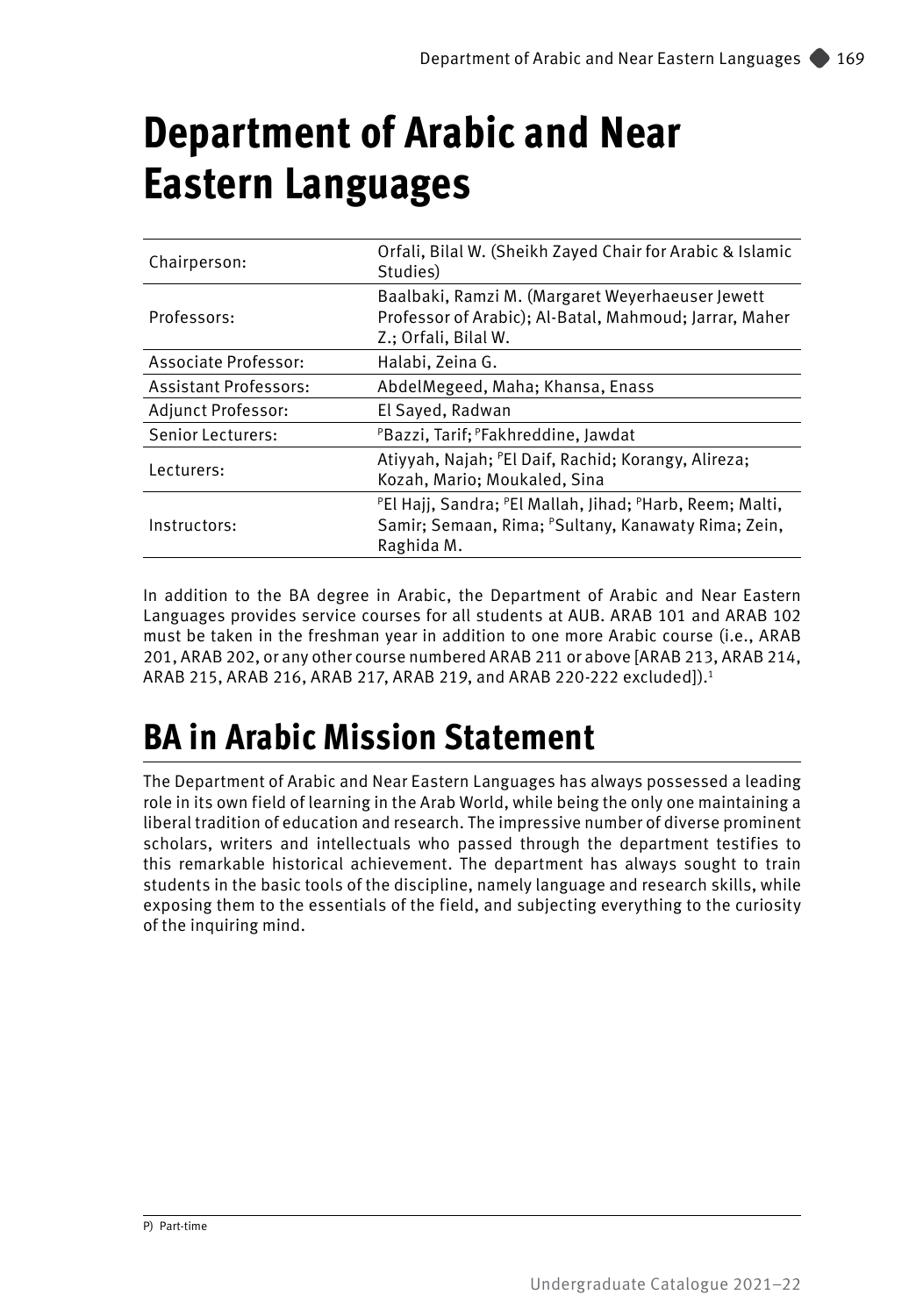# Department of Arabic and Near Eastern Languages

| | |
|---|---|
| Chairperson: | Orfali, Bilal W. (Sheikh Zayed Chair for Arabic & Islamic Studies) |
| Professors: | Baalbaki, Ramzi M. (Margaret Weyerhaeuser Jewett Professor of Arabic); Al-Batal, Mahmoud; Jarrar, Maher Z.; Orfali, Bilal W. |
| Associate Professor: | Halabi, Zeina G. |
| Assistant Professors: | AbdelMegeed, Maha; Khansa, Enass |
| Adjunct Professor: | El Sayed, Radwan |
| Senior Lecturers: | [P]Bazzi, Tarif; [P]Fakhreddine, Jawdat |
| Lecturers: | Atiyyah, Najah; [P]El Daif, Rachid; Korangy, Alireza; Kozah, Mario; Moukaled, Sina |
| Instructors: | [P]El Hajj, Sandra; [P]El Mallah, Jihad; [P]Harb, Reem; Malti, Samir; Semaan, Rima; [P]Sultany, Kanawaty Rima; Zein, Raghida M. |

In addition to the BA degree in Arabic, the Department of Arabic and Near Eastern Languages provides service courses for all students at AUB. ARAB 101 and ARAB 102 must be taken in the freshman year in addition to one more Arabic course (i.e., ARAB 201, ARAB 202, or any other course numbered ARAB 211 or above [ARAB 213, ARAB 214, ARAB 215, ARAB 216, ARAB 217, ARAB 219, and ARAB 220-222 excluded]).[1]

## BA in Arabic Mission Statement

The Department of Arabic and Near Eastern Languages has always possessed a leading role in its own field of learning in the Arab World, while being the only one maintaining a liberal tradition of education and research. The impressive number of diverse prominent scholars, writers and intellectuals who passed through the department testifies to this remarkable historical achievement. The department has always sought to train students in the basic tools of the discipline, namely language and research skills, while exposing them to the essentials of the field, and subjecting everything to the curiosity of the inquiring mind.

P) Part-time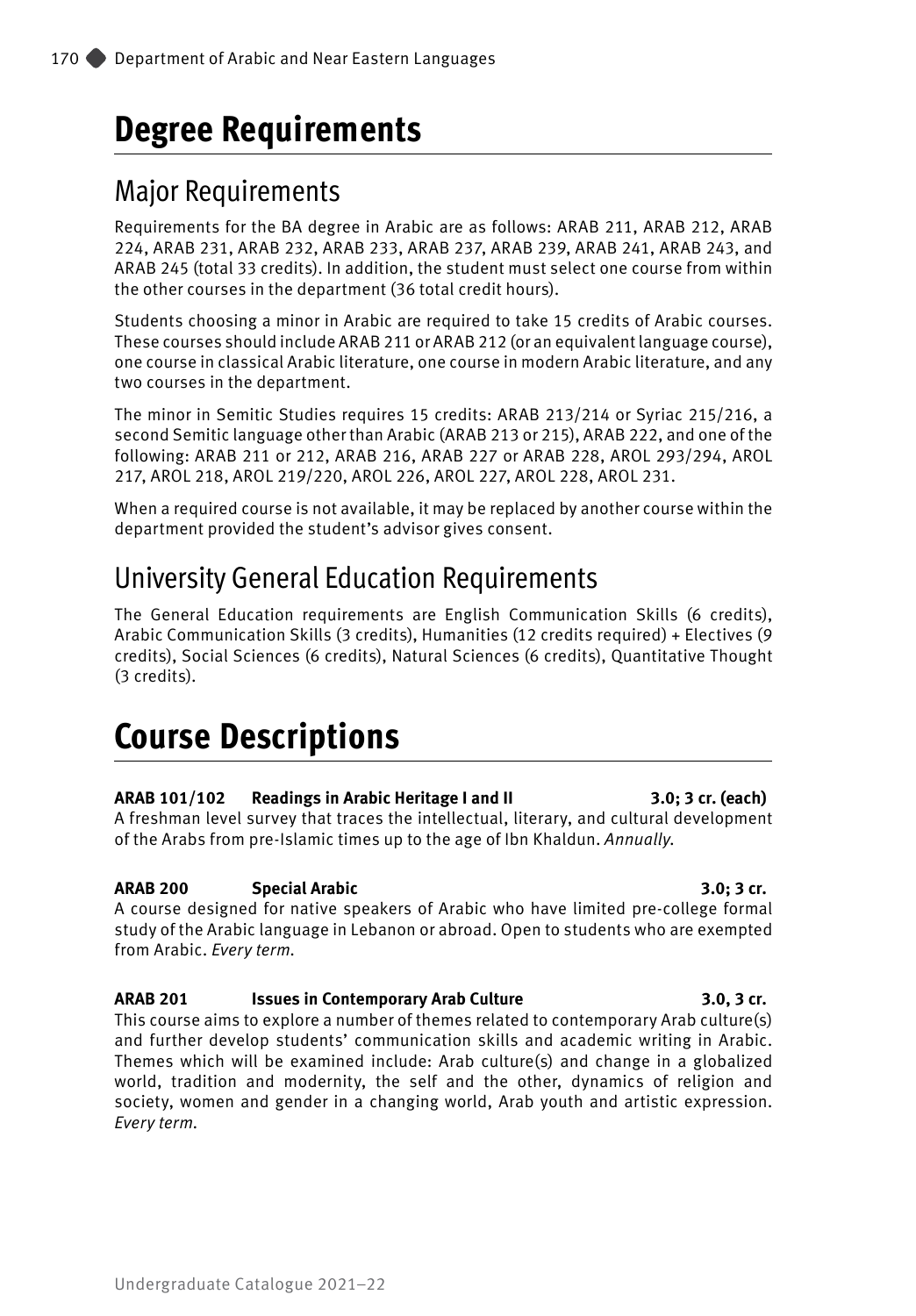# Degree Requirements

## Major Requirements

Requirements for the BA degree in Arabic are as follows: ARAB 211, ARAB 212, ARAB 224, ARAB 231, ARAB 232, ARAB 233, ARAB 237, ARAB 239, ARAB 241, ARAB 243, and ARAB 245 (total 33 credits). In addition, the student must select one course from within the other courses in the department (36 total credit hours).

Students choosing a minor in Arabic are required to take 15 credits of Arabic courses. These courses should include ARAB 211 or ARAB 212 (or an equivalent language course), one course in classical Arabic literature, one course in modern Arabic literature, and any two courses in the department.

The minor in Semitic Studies requires 15 credits: ARAB 213/214 or Syriac 215/216, a second Semitic language other than Arabic (ARAB 213 or 215), ARAB 222, and one of the following: ARAB 211 or 212, ARAB 216, ARAB 227 or ARAB 228, AROL 293/294, AROL 217, AROL 218, AROL 219/220, AROL 226, AROL 227, AROL 228, AROL 231.

When a required course is not available, it may be replaced by another course within the department provided the student's advisor gives consent.

## University General Education Requirements

The General Education requirements are English Communication Skills (6 credits), Arabic Communication Skills (3 credits), Humanities (12 credits required) + Electives (9 credits), Social Sciences (6 credits), Natural Sciences (6 credits), Quantitative Thought (3 credits).

# Course Descriptions

**ARAB 101/102 Readings in Arabic Heritage I and II 3.0; 3 cr. (each)**
A freshman level survey that traces the intellectual, literary, and cultural development of the Arabs from pre-Islamic times up to the age of Ibn Khaldun. *Annually.*

**ARAB 200 Special Arabic 3.0; 3 cr.**
A course designed for native speakers of Arabic who have limited pre-college formal study of the Arabic language in Lebanon or abroad. Open to students who are exempted from Arabic. *Every term.*

**ARAB 201 Issues in Contemporary Arab Culture 3.0, 3 cr.**
This course aims to explore a number of themes related to contemporary Arab culture(s) and further develop students' communication skills and academic writing in Arabic. Themes which will be examined include: Arab culture(s) and change in a globalized world, tradition and modernity, the self and the other, dynamics of religion and society, women and gender in a changing world, Arab youth and artistic expression. *Every term.*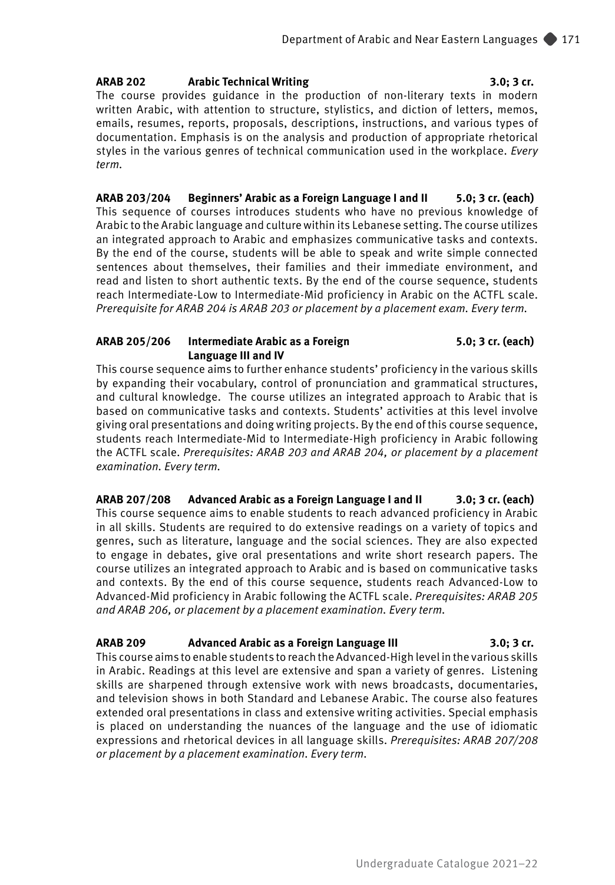**ARAB 202 Arabic Technical Writing 3.0; 3 cr.**

The course provides guidance in the production of non-literary texts in modern written Arabic, with attention to structure, stylistics, and diction of letters, memos, emails, resumes, reports, proposals, descriptions, instructions, and various types of documentation. Emphasis is on the analysis and production of appropriate rhetorical styles in the various genres of technical communication used in the workplace. *Every term.*

**ARAB 203/204 Beginners' Arabic as a Foreign Language I and II 5.0; 3 cr. (each)**

This sequence of courses introduces students who have no previous knowledge of Arabic to the Arabic language and culture within its Lebanese setting. The course utilizes an integrated approach to Arabic and emphasizes communicative tasks and contexts. By the end of the course, students will be able to speak and write simple connected sentences about themselves, their families and their immediate environment, and read and listen to short authentic texts. By the end of the course sequence, students reach Intermediate-Low to Intermediate-Mid proficiency in Arabic on the ACTFL scale. *Prerequisite for ARAB 204 is ARAB 203 or placement by a placement exam. Every term.*

**ARAB 205/206 Intermediate Arabic as a Foreign Language III and IV 5.0; 3 cr. (each)**

This course sequence aims to further enhance students' proficiency in the various skills by expanding their vocabulary, control of pronunciation and grammatical structures, and cultural knowledge. The course utilizes an integrated approach to Arabic that is based on communicative tasks and contexts. Students' activities at this level involve giving oral presentations and doing writing projects. By the end of this course sequence, students reach Intermediate-Mid to Intermediate-High proficiency in Arabic following the ACTFL scale. *Prerequisites: ARAB 203 and ARAB 204, or placement by a placement examination. Every term.*

**ARAB 207/208 Advanced Arabic as a Foreign Language I and II 3.0; 3 cr. (each)**

This course sequence aims to enable students to reach advanced proficiency in Arabic in all skills. Students are required to do extensive readings on a variety of topics and genres, such as literature, language and the social sciences. They are also expected to engage in debates, give oral presentations and write short research papers. The course utilizes an integrated approach to Arabic and is based on communicative tasks and contexts. By the end of this course sequence, students reach Advanced-Low to Advanced-Mid proficiency in Arabic following the ACTFL scale. *Prerequisites: ARAB 205 and ARAB 206, or placement by a placement examination. Every term.*

**ARAB 209 Advanced Arabic as a Foreign Language III 3.0; 3 cr.**

This course aims to enable students to reach the Advanced-High level in the various skills in Arabic. Readings at this level are extensive and span a variety of genres. Listening skills are sharpened through extensive work with news broadcasts, documentaries, and television shows in both Standard and Lebanese Arabic. The course also features extended oral presentations in class and extensive writing activities. Special emphasis is placed on understanding the nuances of the language and the use of idiomatic expressions and rhetorical devices in all language skills. *Prerequisites: ARAB 207/208 or placement by a placement examination. Every term.*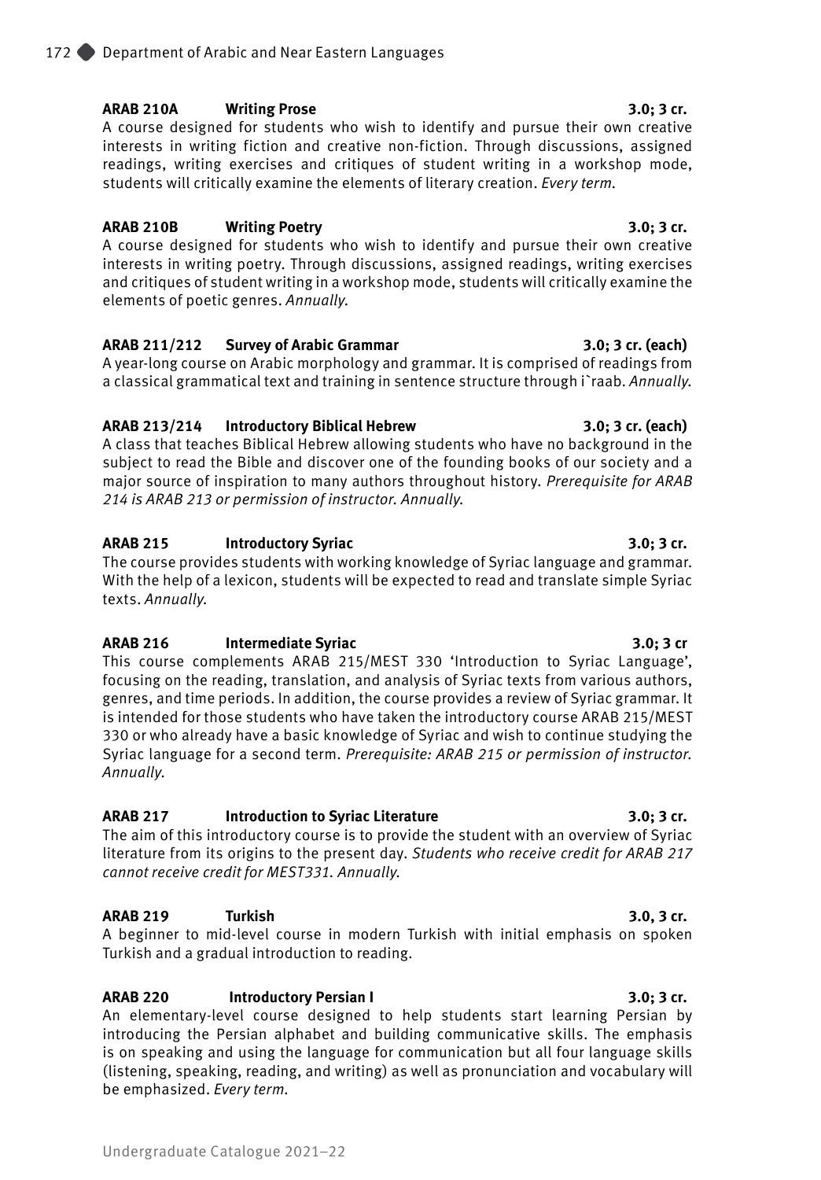**ARAB 210A Writing Prose 3.0; 3 cr.**
A course designed for students who wish to identify and pursue their own creative interests in writing fiction and creative non-fiction. Through discussions, assigned readings, writing exercises and critiques of student writing in a workshop mode, students will critically examine the elements of literary creation. *Every term.*

**ARAB 210B Writing Poetry 3.0; 3 cr.**
A course designed for students who wish to identify and pursue their own creative interests in writing poetry. Through discussions, assigned readings, writing exercises and critiques of student writing in a workshop mode, students will critically examine the elements of poetic genres. *Annually.*

**ARAB 211/212 Survey of Arabic Grammar 3.0; 3 cr. (each)**
A year-long course on Arabic morphology and grammar. It is comprised of readings from a classical grammatical text and training in sentence structure through i`raab. *Annually.*

**ARAB 213/214 Introductory Biblical Hebrew 3.0; 3 cr. (each)**
A class that teaches Biblical Hebrew allowing students who have no background in the subject to read the Bible and discover one of the founding books of our society and a major source of inspiration to many authors throughout history. *Prerequisite for ARAB 214 is ARAB 213 or permission of instructor. Annually.*

**ARAB 215 Introductory Syriac 3.0; 3 cr.**
The course provides students with working knowledge of Syriac language and grammar. With the help of a lexicon, students will be expected to read and translate simple Syriac texts. *Annually.*

**ARAB 216 Intermediate Syriac 3.0; 3 cr**
This course complements ARAB 215/MEST 330 'Introduction to Syriac Language', focusing on the reading, translation, and analysis of Syriac texts from various authors, genres, and time periods. In addition, the course provides a review of Syriac grammar. It is intended for those students who have taken the introductory course ARAB 215/MEST 330 or who already have a basic knowledge of Syriac and wish to continue studying the Syriac language for a second term. *Prerequisite: ARAB 215 or permission of instructor. Annually.*

**ARAB 217 Introduction to Syriac Literature 3.0; 3 cr.**
The aim of this introductory course is to provide the student with an overview of Syriac literature from its origins to the present day. *Students who receive credit for ARAB 217 cannot receive credit for MEST331. Annually.*

**ARAB 219 Turkish 3.0, 3 cr.**
A beginner to mid-level course in modern Turkish with initial emphasis on spoken Turkish and a gradual introduction to reading.

**ARAB 220 Introductory Persian I 3.0; 3 cr.**
An elementary-level course designed to help students start learning Persian by introducing the Persian alphabet and building communicative skills. The emphasis is on speaking and using the language for communication but all four language skills (listening, speaking, reading, and writing) as well as pronunciation and vocabulary will be emphasized. *Every term.*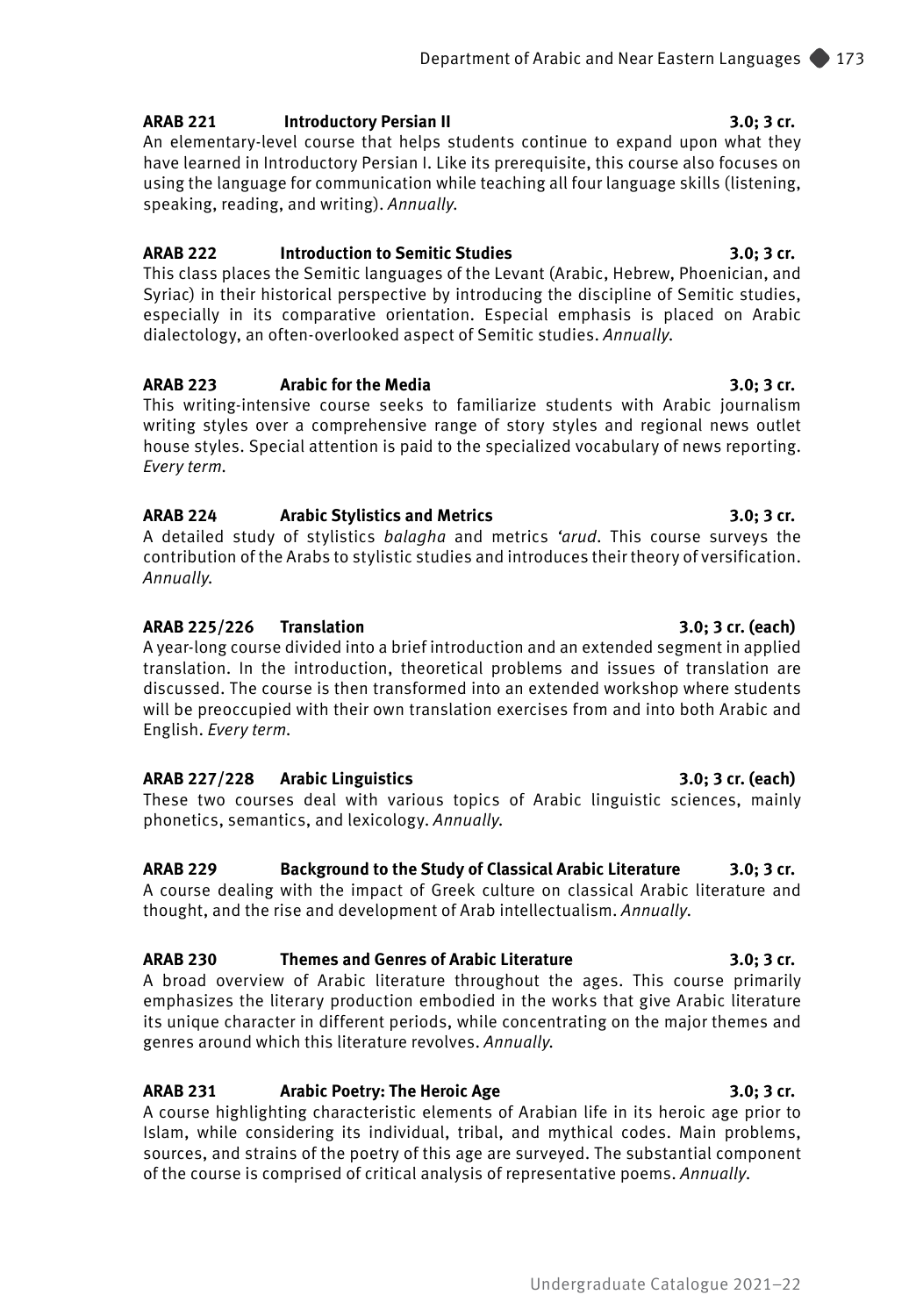**ARAB 221 Introductory Persian II 3.0; 3 cr.**
An elementary-level course that helps students continue to expand upon what they have learned in Introductory Persian I. Like its prerequisite, this course also focuses on using the language for communication while teaching all four language skills (listening, speaking, reading, and writing). *Annually.*

**ARAB 222 Introduction to Semitic Studies 3.0; 3 cr.**
This class places the Semitic languages of the Levant (Arabic, Hebrew, Phoenician, and Syriac) in their historical perspective by introducing the discipline of Semitic studies, especially in its comparative orientation. Especial emphasis is placed on Arabic dialectology, an often-overlooked aspect of Semitic studies. *Annually.*

**ARAB 223 Arabic for the Media 3.0; 3 cr.**
This writing-intensive course seeks to familiarize students with Arabic journalism writing styles over a comprehensive range of story styles and regional news outlet house styles. Special attention is paid to the specialized vocabulary of news reporting. *Every term.*

**ARAB 224 Arabic Stylistics and Metrics 3.0; 3 cr.**
A detailed study of stylistics *balagha* and metrics *'arud*. This course surveys the contribution of the Arabs to stylistic studies and introduces their theory of versification. *Annually.*

**ARAB 225/226 Translation 3.0; 3 cr. (each)**
A year-long course divided into a brief introduction and an extended segment in applied translation. In the introduction, theoretical problems and issues of translation are discussed. The course is then transformed into an extended workshop where students will be preoccupied with their own translation exercises from and into both Arabic and English. *Every term.*

**ARAB 227/228 Arabic Linguistics 3.0; 3 cr. (each)**
These two courses deal with various topics of Arabic linguistic sciences, mainly phonetics, semantics, and lexicology. *Annually.*

**ARAB 229 Background to the Study of Classical Arabic Literature 3.0; 3 cr.**
A course dealing with the impact of Greek culture on classical Arabic literature and thought, and the rise and development of Arab intellectualism. *Annually.*

**ARAB 230 Themes and Genres of Arabic Literature 3.0; 3 cr.**
A broad overview of Arabic literature throughout the ages. This course primarily emphasizes the literary production embodied in the works that give Arabic literature its unique character in different periods, while concentrating on the major themes and genres around which this literature revolves. *Annually.*

**ARAB 231 Arabic Poetry: The Heroic Age 3.0; 3 cr.**
A course highlighting characteristic elements of Arabian life in its heroic age prior to Islam, while considering its individual, tribal, and mythical codes. Main problems, sources, and strains of the poetry of this age are surveyed. The substantial component of the course is comprised of critical analysis of representative poems. *Annually.*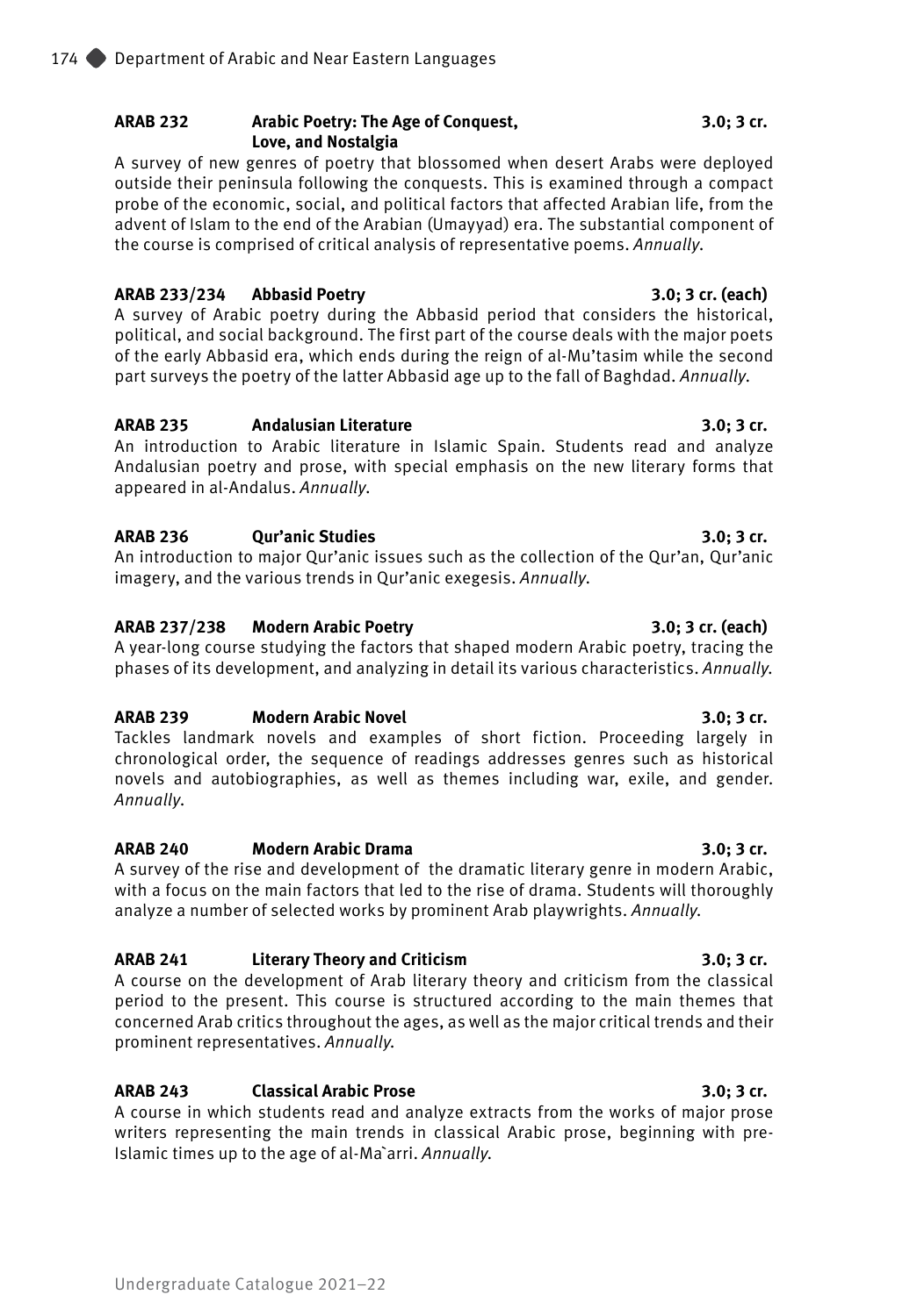**ARAB 232 Arabic Poetry: The Age of Conquest, Love, and Nostalgia** **3.0; 3 cr.**

A survey of new genres of poetry that blossomed when desert Arabs were deployed outside their peninsula following the conquests. This is examined through a compact probe of the economic, social, and political factors that affected Arabian life, from the advent of Islam to the end of the Arabian (Umayyad) era. The substantial component of the course is comprised of critical analysis of representative poems. *Annually*.

**ARAB 233/234 Abbasid Poetry** **3.0; 3 cr. (each)**

A survey of Arabic poetry during the Abbasid period that considers the historical, political, and social background. The first part of the course deals with the major poets of the early Abbasid era, which ends during the reign of al-Mu'tasim while the second part surveys the poetry of the latter Abbasid age up to the fall of Baghdad. *Annually*.

**ARAB 235 Andalusian Literature** **3.0; 3 cr.**

An introduction to Arabic literature in Islamic Spain. Students read and analyze Andalusian poetry and prose, with special emphasis on the new literary forms that appeared in al-Andalus. *Annually*.

**ARAB 236 Qur'anic Studies** **3.0; 3 cr.**

An introduction to major Qur'anic issues such as the collection of the Qur'an, Qur'anic imagery, and the various trends in Qur'anic exegesis. *Annually*.

**ARAB 237/238 Modern Arabic Poetry** **3.0; 3 cr. (each)**

A year-long course studying the factors that shaped modern Arabic poetry, tracing the phases of its development, and analyzing in detail its various characteristics. *Annually*.

**ARAB 239 Modern Arabic Novel** **3.0; 3 cr.**

Tackles landmark novels and examples of short fiction. Proceeding largely in chronological order, the sequence of readings addresses genres such as historical novels and autobiographies, as well as themes including war, exile, and gender. *Annually*.

**ARAB 240 Modern Arabic Drama** **3.0; 3 cr.**

A survey of the rise and development of the dramatic literary genre in modern Arabic, with a focus on the main factors that led to the rise of drama. Students will thoroughly analyze a number of selected works by prominent Arab playwrights. *Annually*.

**ARAB 241 Literary Theory and Criticism** **3.0; 3 cr.**

A course on the development of Arab literary theory and criticism from the classical period to the present. This course is structured according to the main themes that concerned Arab critics throughout the ages, as well as the major critical trends and their prominent representatives. *Annually*.

**ARAB 243 Classical Arabic Prose** **3.0; 3 cr.**

A course in which students read and analyze extracts from the works of major prose writers representing the main trends in classical Arabic prose, beginning with pre-Islamic times up to the age of al-Ma`arri. *Annually*.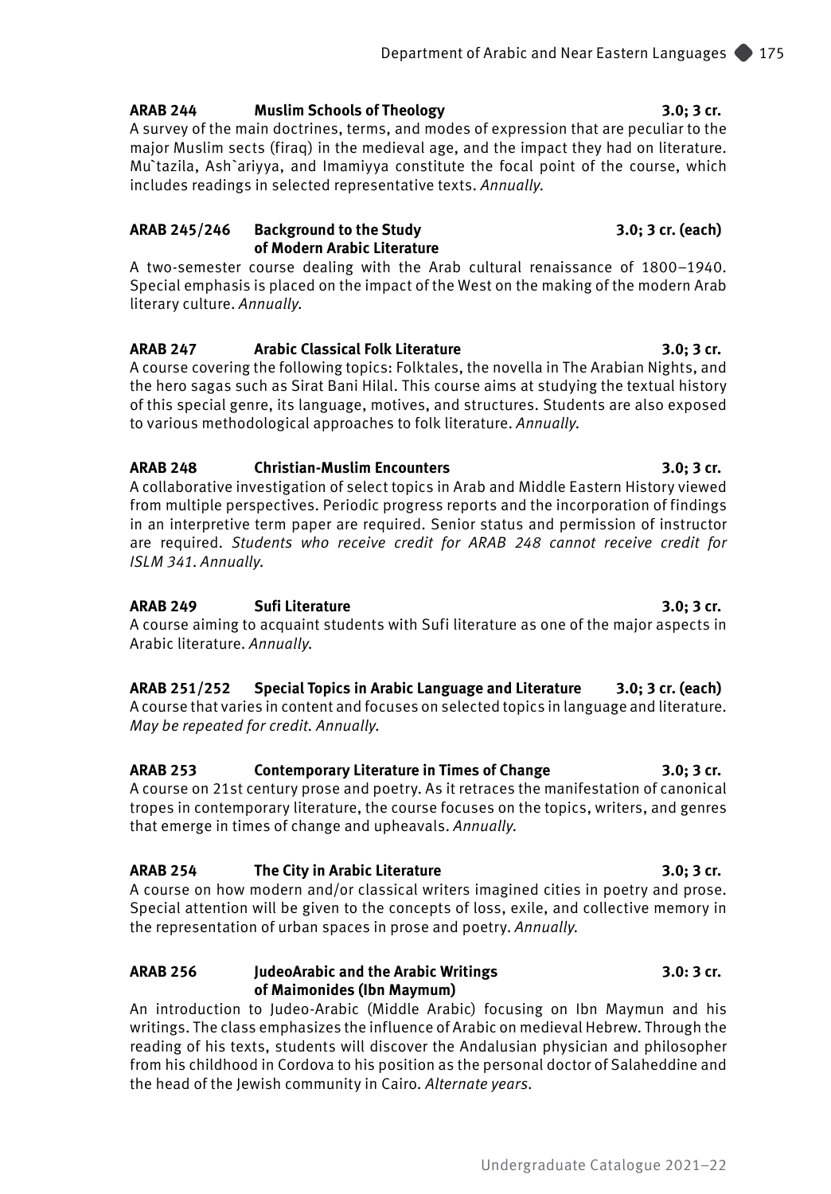**ARAB 244 Muslim Schools of Theology 3.0; 3 cr.**
A survey of the main doctrines, terms, and modes of expression that are peculiar to the major Muslim sects (firaq) in the medieval age, and the impact they had on literature. Mu`tazila, Ash`ariyya, and Imamiyya constitute the focal point of the course, which includes readings in selected representative texts. *Annually.*

**ARAB 245/246 Background to the Study of Modern Arabic Literature 3.0; 3 cr. (each)**
A two-semester course dealing with the Arab cultural renaissance of 1800–1940. Special emphasis is placed on the impact of the West on the making of the modern Arab literary culture. *Annually.*

**ARAB 247 Arabic Classical Folk Literature 3.0; 3 cr.**
A course covering the following topics: Folktales, the novella in The Arabian Nights, and the hero sagas such as Sirat Bani Hilal. This course aims at studying the textual history of this special genre, its language, motives, and structures. Students are also exposed to various methodological approaches to folk literature. *Annually.*

**ARAB 248 Christian-Muslim Encounters 3.0; 3 cr.**
A collaborative investigation of select topics in Arab and Middle Eastern History viewed from multiple perspectives. Periodic progress reports and the incorporation of findings in an interpretive term paper are required. Senior status and permission of instructor are required. *Students who receive credit for ARAB 248 cannot receive credit for ISLM 341. Annually.*

**ARAB 249 Sufi Literature 3.0; 3 cr.**
A course aiming to acquaint students with Sufi literature as one of the major aspects in Arabic literature. *Annually.*

**ARAB 251/252 Special Topics in Arabic Language and Literature 3.0; 3 cr. (each)**
A course that varies in content and focuses on selected topics in language and literature. *May be repeated for credit. Annually.*

**ARAB 253 Contemporary Literature in Times of Change 3.0; 3 cr.**
A course on 21st century prose and poetry. As it retraces the manifestation of canonical tropes in contemporary literature, the course focuses on the topics, writers, and genres that emerge in times of change and upheavals. *Annually.*

**ARAB 254 The City in Arabic Literature 3.0; 3 cr.**
A course on how modern and/or classical writers imagined cities in poetry and prose. Special attention will be given to the concepts of loss, exile, and collective memory in the representation of urban spaces in prose and poetry. *Annually.*

**ARAB 256 JudeoArabic and the Arabic Writings of Maimonides (Ibn Maymum) 3.0: 3 cr.**
An introduction to Judeo-Arabic (Middle Arabic) focusing on Ibn Maymun and his writings. The class emphasizes the influence of Arabic on medieval Hebrew. Through the reading of his texts, students will discover the Andalusian physician and philosopher from his childhood in Cordova to his position as the personal doctor of Salaheddine and the head of the Jewish community in Cairo. *Alternate years.*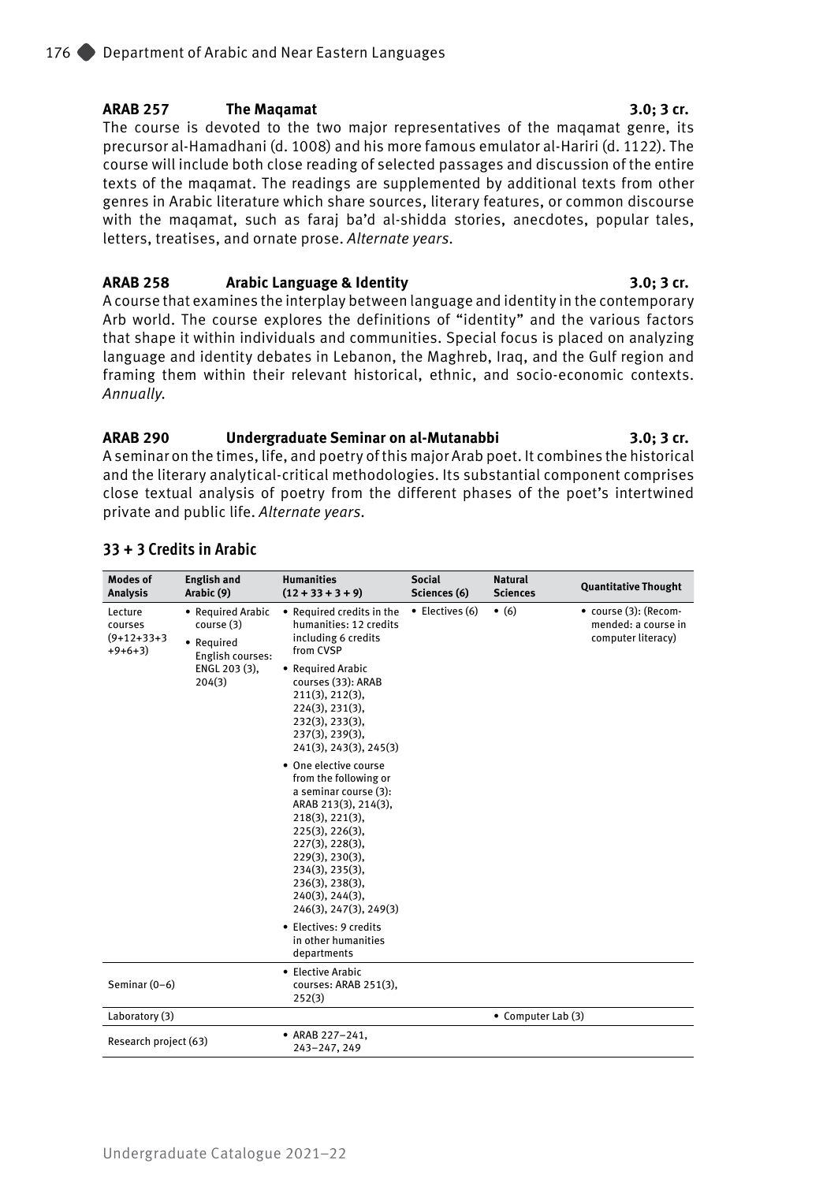**ARAB 257 The Maqamat 3.0; 3 cr.**

The course is devoted to the two major representatives of the maqamat genre, its precursor al-Hamadhani (d. 1008) and his more famous emulator al-Hariri (d. 1122). The course will include both close reading of selected passages and discussion of the entire texts of the maqamat. The readings are supplemented by additional texts from other genres in Arabic literature which share sources, literary features, or common discourse with the maqamat, such as faraj ba'd al-shidda stories, anecdotes, popular tales, letters, treatises, and ornate prose. *Alternate years.*

**ARAB 258 Arabic Language & Identity 3.0; 3 cr.**

A course that examines the interplay between language and identity in the contemporary Arb world. The course explores the definitions of "identity" and the various factors that shape it within individuals and communities. Special focus is placed on analyzing language and identity debates in Lebanon, the Maghreb, Iraq, and the Gulf region and framing them within their relevant historical, ethnic, and socio-economic contexts. *Annually.*

**ARAB 290 Undergraduate Seminar on al-Mutanabbi 3.0; 3 cr.**

A seminar on the times, life, and poetry of this major Arab poet. It combines the historical and the literary analytical-critical methodologies. Its substantial component comprises close textual analysis of poetry from the different phases of the poet's intertwined private and public life. *Alternate years.*

## 33 + 3 Credits in Arabic

| Modes of Analysis | English and Arabic (9) | Humanities (12 + 33 + 3 + 9) | Social Sciences (6) | Natural Sciences | Quantitative Thought |
|---|---|---|---|---|---|
| Lecture courses (9+12+33+3 +9+6+3) | • Required Arabic course (3) • Required English courses: ENGL 203 (3), 204(3) | • Required credits in the humanities: 12 credits including 6 credits from CVSP • Required Arabic courses (33): ARAB 211(3), 212(3), 224(3), 231(3), 232(3), 233(3), 237(3), 239(3), 241(3), 243(3), 245(3) • One elective course from the following or a seminar course (3): ARAB 213(3), 214(3), 218(3), 221(3), 225(3), 226(3), 227(3), 228(3), 229(3), 230(3), 234(3), 235(3), 236(3), 238(3), 240(3), 244(3), 246(3), 247(3), 249(3) • Electives: 9 credits in other humanities departments | • Electives (6) | • (6) | • course (3): (Recommended: a course in computer literacy) |
| Seminar (0–6) | | • Elective Arabic courses: ARAB 251(3), 252(3) | | | |
| Laboratory (3) | | | | • Computer Lab (3) | |
| Research project (63) | | • ARAB 227–241, 243–247, 249 | | | |